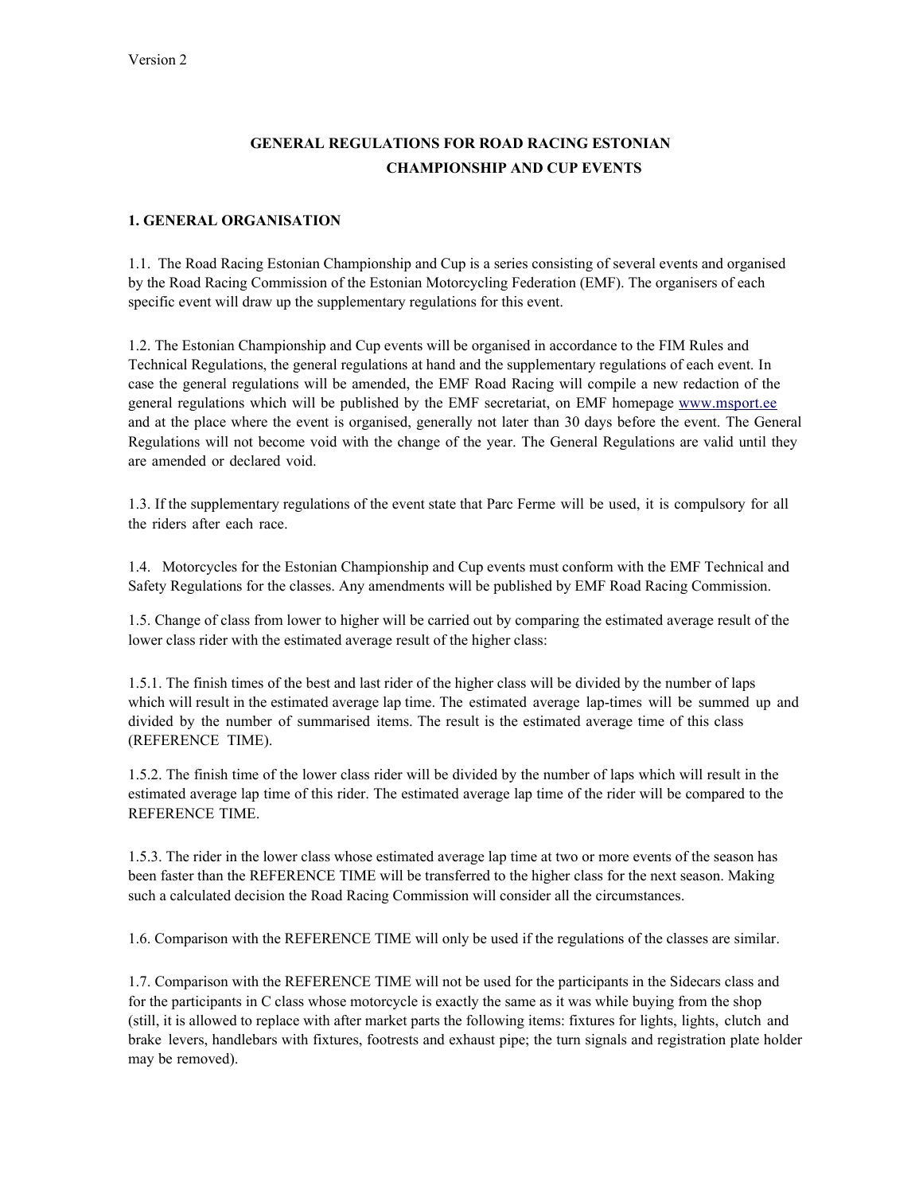Version 2

# GENERAL REGULATIONS FOR ROAD RACING ESTONIAN CHAMPIONSHIP AND CUP EVENTS

## 1. GENERAL ORGANISATION

1.1. The Road Racing Estonian Championship and Cup is a series consisting of several events and organised by the Road Racing Commission of the Estonian Motorcycling Federation (EMF). The organisers of each specific event will draw up the supplementary regulations for this event.

1.2. The Estonian Championship and Cup events will be organised in accordance to the FIM Rules and Technical Regulations, the general regulations at hand and the supplementary regulations of each event. In case the general regulations will be amended, the EMF Road Racing will compile a new redaction of the general regulations which will be published by the EMF secretariat, on EMF homepage www.msport.ee and at the place where the event is organised, generally not later than 30 days before the event. The General Regulations will not become void with the change of the year. The General Regulations are valid until they are amended or declared void.

1.3. If the supplementary regulations of the event state that Parc Ferme will be used, it is compulsory for all the riders after each race.

1.4. Motorcycles for the Estonian Championship and Cup events must conform with the EMF Technical and Safety Regulations for the classes. Any amendments will be published by EMF Road Racing Commission.

1.5. Change of class from lower to higher will be carried out by comparing the estimated average result of the lower class rider with the estimated average result of the higher class:

1.5.1. The finish times of the best and last rider of the higher class will be divided by the number of laps which will result in the estimated average lap time. The estimated average lap-times will be summed up and divided by the number of summarised items. The result is the estimated average time of this class (REFERENCE TIME).

1.5.2. The finish time of the lower class rider will be divided by the number of laps which will result in the estimated average lap time of this rider. The estimated average lap time of the rider will be compared to the REFERENCE TIME.

1.5.3. The rider in the lower class whose estimated average lap time at two or more events of the season has been faster than the REFERENCE TIME will be transferred to the higher class for the next season. Making such a calculated decision the Road Racing Commission will consider all the circumstances.

1.6. Comparison with the REFERENCE TIME will only be used if the regulations of the classes are similar.

1.7. Comparison with the REFERENCE TIME will not be used for the participants in the Sidecars class and for the participants in C class whose motorcycle is exactly the same as it was while buying from the shop (still, it is allowed to replace with after market parts the following items: fixtures for lights, lights, clutch and brake levers, handlebars with fixtures, footrests and exhaust pipe; the turn signals and registration plate holder may be removed).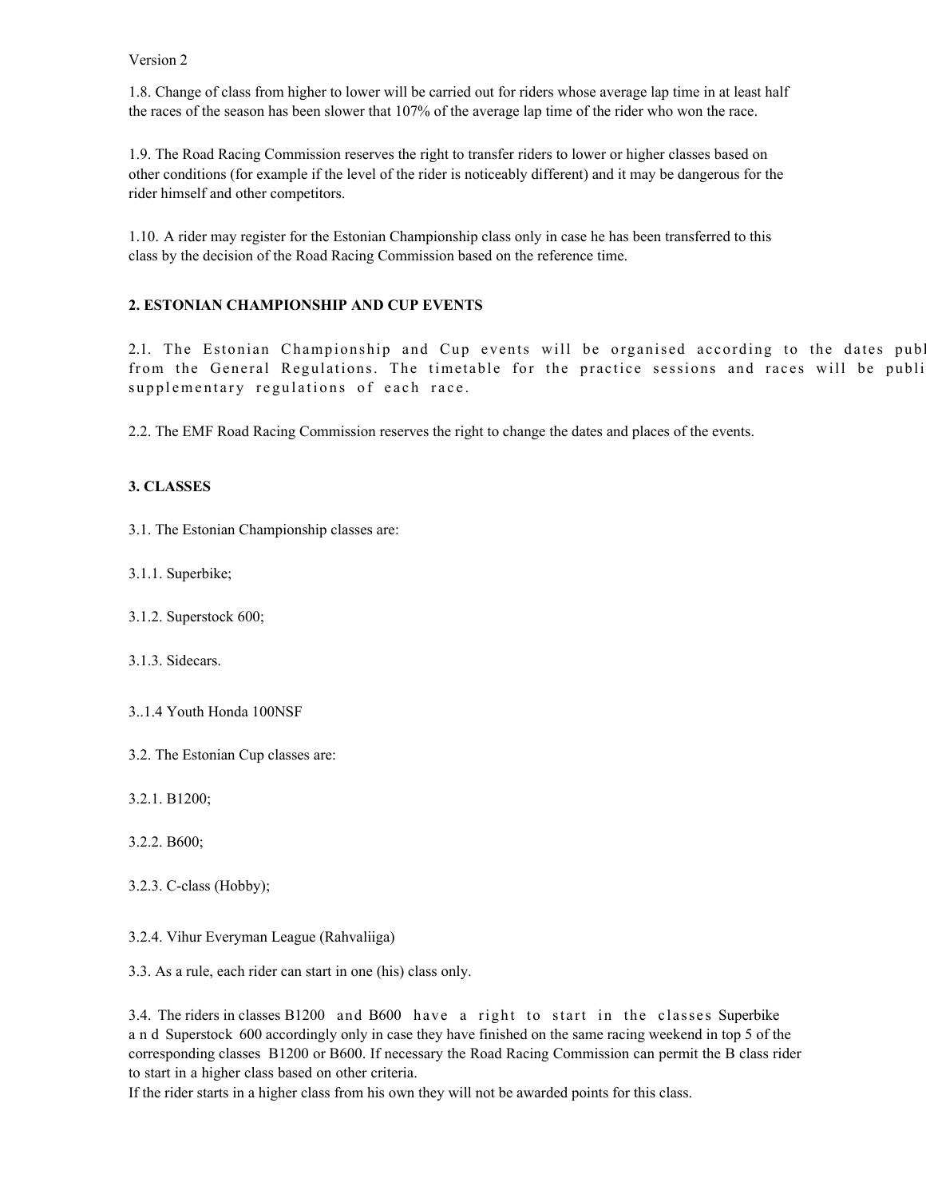Version 2

1.8. Change of class from higher to lower will be carried out for riders whose average lap time in at least half the races of the season has been slower that 107% of the average lap time of the rider who won the race.

1.9. The Road Racing Commission reserves the right to transfer riders to lower or higher classes based on other conditions (for example if the level of the rider is noticeably different) and it may be dangerous for the rider himself and other competitors.

1.10. A rider may register for the Estonian Championship class only in case he has been transferred to this class by the decision of the Road Racing Commission based on the reference time.

**2. ESTONIAN CHAMPIONSHIP AND CUP EVENTS**

2.1. The Estonian Championship and Cup events will be organised according to the dates publ from the General Regulations. The timetable for the practice sessions and races will be publi supplementary regulations of each race.

2.2. The EMF Road Racing Commission reserves the right to change the dates and places of the events.

**3. CLASSES**

3.1. The Estonian Championship classes are:

3.1.1. Superbike;

3.1.2. Superstock 600;

3.1.3. Sidecars.

3..1.4 Youth Honda 100NSF

3.2. The Estonian Cup classes are:

3.2.1. B1200;

3.2.2. B600;

3.2.3. C-class (Hobby);

3.2.4. Vihur Everyman League (Rahvaliiga)

3.3. As a rule, each rider can start in one (his) class only.

3.4. The riders in classes B1200 and B600 have a right to start in the classes Superbike and Superstock 600 accordingly only in case they have finished on the same racing weekend in top 5 of the corresponding classes B1200 or B600. If necessary the Road Racing Commission can permit the B class rider to start in a higher class based on other criteria.
If the rider starts in a higher class from his own they will not be awarded points for this class.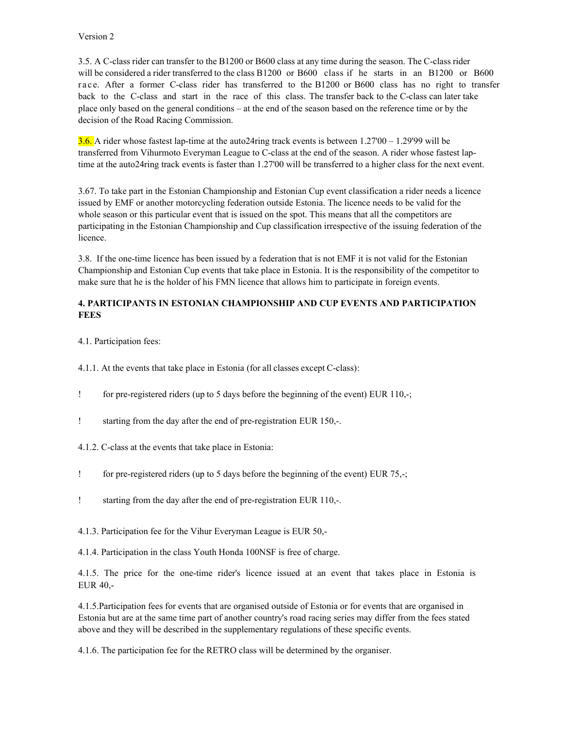Version 2

3.5. A C-class rider can transfer to the B1200 or B600 class at any time during the season. The C-class rider will be considered a rider transferred to the class B1200 or B600 class if he starts in an B1200 or B600 race. After a former C-class rider has transferred to the B1200 or B600 class has no right to transfer back to the C-class and start in the race of this class. The transfer back to the C-class can later take place only based on the general conditions – at the end of the season based on the reference time or by the decision of the Road Racing Commission.

3.6. A rider whose fastest lap-time at the auto24ring track events is between 1.27'00 – 1.29'99 will be transferred from Vihurmoto Everyman League to C-class at the end of the season. A rider whose fastest lap-time at the auto24ring track events is faster than 1.27'00 will be transferred to a higher class for the next event.

3.67. To take part in the Estonian Championship and Estonian Cup event classification a rider needs a licence issued by EMF or another motorcycling federation outside Estonia. The licence needs to be valid for the whole season or this particular event that is issued on the spot. This means that all the competitors are participating in the Estonian Championship and Cup classification irrespective of the issuing federation of the licence.

3.8. If the one-time licence has been issued by a federation that is not EMF it is not valid for the Estonian Championship and Estonian Cup events that take place in Estonia. It is the responsibility of the competitor to make sure that he is the holder of his FMN licence that allows him to participate in foreign events.

## 4. PARTICIPANTS IN ESTONIAN CHAMPIONSHIP AND CUP EVENTS AND PARTICIPATION FEES

4.1. Participation fees:

4.1.1. At the events that take place in Estonia (for all classes except C-class):

- for pre-registered riders (up to 5 days before the beginning of the event) EUR 110,-;
- starting from the day after the end of pre-registration EUR 150,-.

4.1.2. C-class at the events that take place in Estonia:

- for pre-registered riders (up to 5 days before the beginning of the event) EUR 75,-;
- starting from the day after the end of pre-registration EUR 110,-.

4.1.3. Participation fee for the Vihur Everyman League is EUR 50,-

4.1.4. Participation in the class Youth Honda 100NSF is free of charge.

4.1.5. The price for the one-time rider's licence issued at an event that takes place in Estonia is EUR 40,-

4.1.5.Participation fees for events that are organised outside of Estonia or for events that are organised in Estonia but are at the same time part of another country's road racing series may differ from the fees stated above and they will be described in the supplementary regulations of these specific events.

4.1.6. The participation fee for the RETRO class will be determined by the organiser.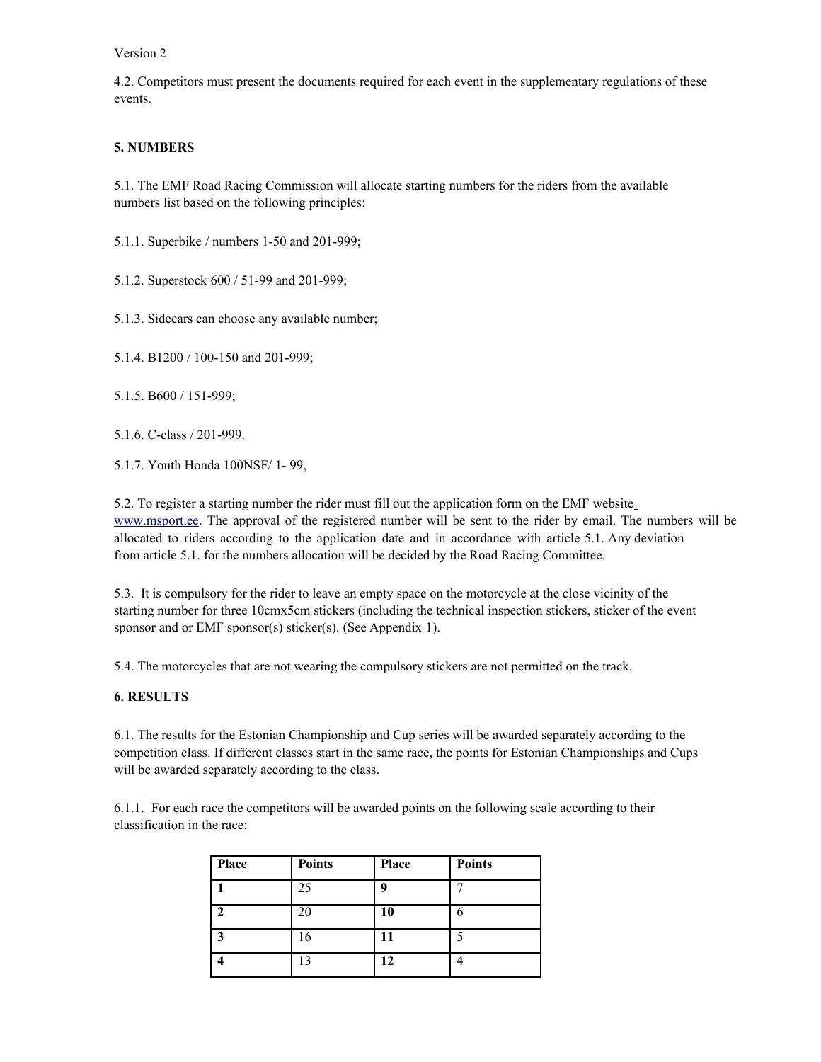4.2. Competitors must present the documents required for each event in the supplementary regulations of these events.

## 5. NUMBERS

5.1. The EMF Road Racing Commission will allocate starting numbers for the riders from the available numbers list based on the following principles:

5.1.1. Superbike / numbers 1-50 and 201-999;

5.1.2. Superstock 600 / 51-99 and 201-999;

5.1.3. Sidecars can choose any available number;

5.1.4. B1200 / 100-150 and 201-999;

5.1.5. B600 / 151-999;

5.1.6. C-class / 201-999.

5.1.7. Youth Honda 100NSF/ 1- 99,

5.2. To register a starting number the rider must fill out the application form on the EMF website www.msport.ee. The approval of the registered number will be sent to the rider by email. The numbers will be allocated to riders according to the application date and in accordance with article 5.1. Any deviation from article 5.1. for the numbers allocation will be decided by the Road Racing Committee.

5.3. It is compulsory for the rider to leave an empty space on the motorcycle at the close vicinity of the starting number for three 10cmx5cm stickers (including the technical inspection stickers, sticker of the event sponsor and or EMF sponsor(s) sticker(s). (See Appendix 1).

5.4. The motorcycles that are not wearing the compulsory stickers are not permitted on the track.

## 6. RESULTS

6.1. The results for the Estonian Championship and Cup series will be awarded separately according to the competition class. If different classes start in the same race, the points for Estonian Championships and Cups will be awarded separately according to the class.

6.1.1. For each race the competitors will be awarded points on the following scale according to their classification in the race:

| Place | Points | Place | Points |
|---|---|---|---|
| **1** | 25 | **9** | 7 |
| **2** | 20 | **10** | 6 |
| **3** | 16 | **11** | 5 |
| **4** | 13 | **12** | 4 |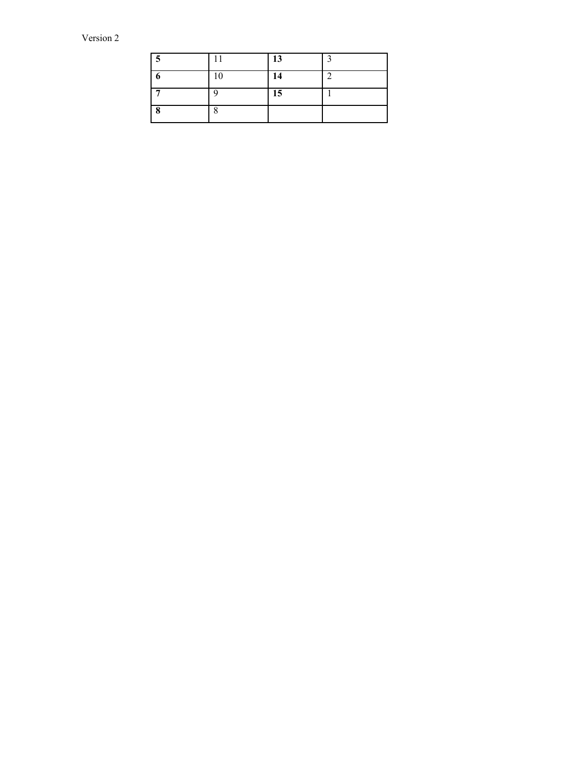Version 2

| **5** | 11 | **13** | 3 |
|---|---|---|---|
| **6** | 10 | **14** | 2 |
| **7** | 9 | **15** | 1 |
| **8** | 8 | | |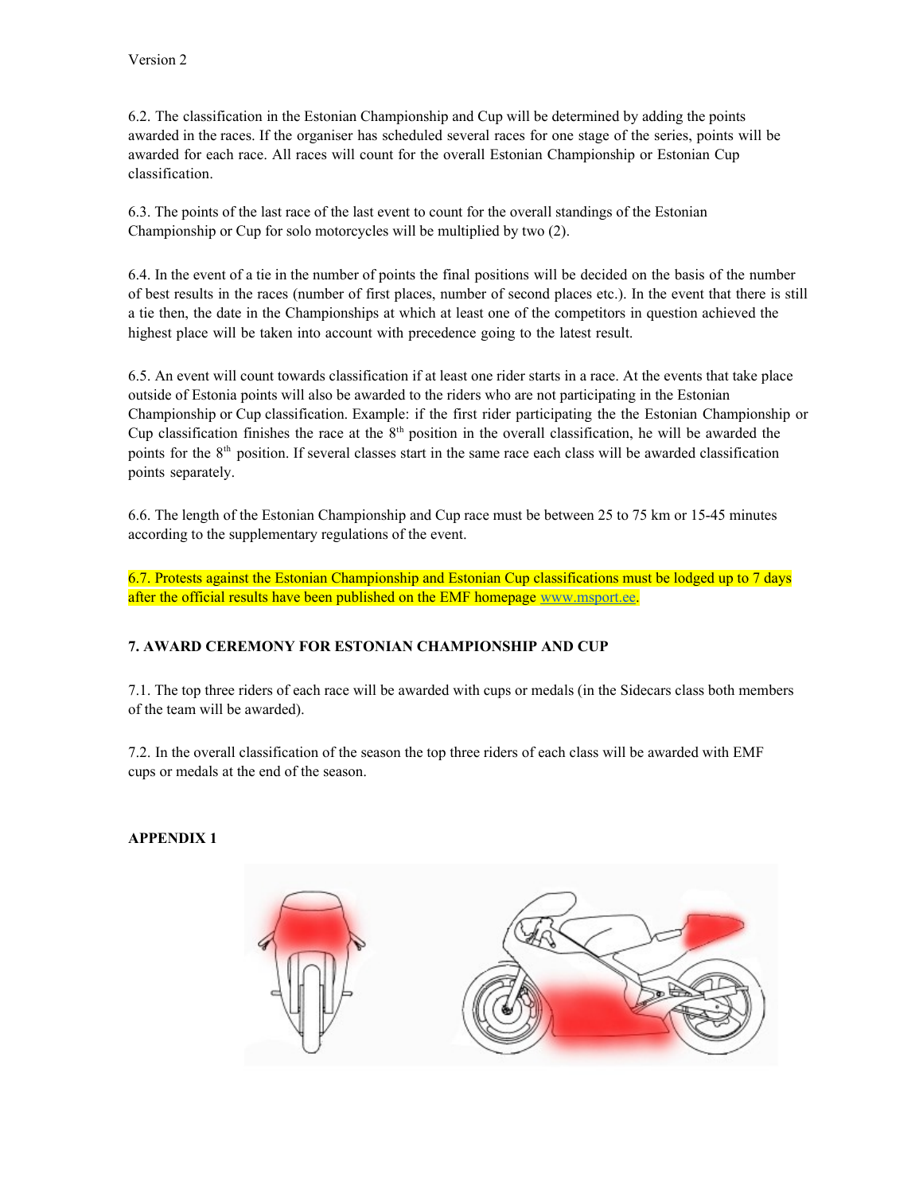6.2. The classification in the Estonian Championship and Cup will be determined by adding the points awarded in the races. If the organiser has scheduled several races for one stage of the series, points will be awarded for each race. All races will count for the overall Estonian Championship or Estonian Cup classification.

6.3. The points of the last race of the last event to count for the overall standings of the Estonian Championship or Cup for solo motorcycles will be multiplied by two (2).

6.4. In the event of a tie in the number of points the final positions will be decided on the basis of the number of best results in the races (number of first places, number of second places etc.). In the event that there is still a tie then, the date in the Championships at which at least one of the competitors in question achieved the highest place will be taken into account with precedence going to the latest result.

6.5. An event will count towards classification if at least one rider starts in a race. At the events that take place outside of Estonia points will also be awarded to the riders who are not participating in the Estonian Championship or Cup classification. Example: if the first rider participating the the Estonian Championship or Cup classification finishes the race at the 8th position in the overall classification, he will be awarded the points for the 8th position. If several classes start in the same race each class will be awarded classification points separately.

6.6. The length of the Estonian Championship and Cup race must be between 25 to 75 km or 15-45 minutes according to the supplementary regulations of the event.

6.7. Protests against the Estonian Championship and Estonian Cup classifications must be lodged up to 7 days after the official results have been published on the EMF homepage www.msport.ee.

**7. AWARD CEREMONY FOR ESTONIAN CHAMPIONSHIP AND CUP**

7.1. The top three riders of each race will be awarded with cups or medals (in the Sidecars class both members of the team will be awarded).

7.2. In the overall classification of the season the top three riders of each class will be awarded with EMF cups or medals at the end of the season.

**APPENDIX 1**